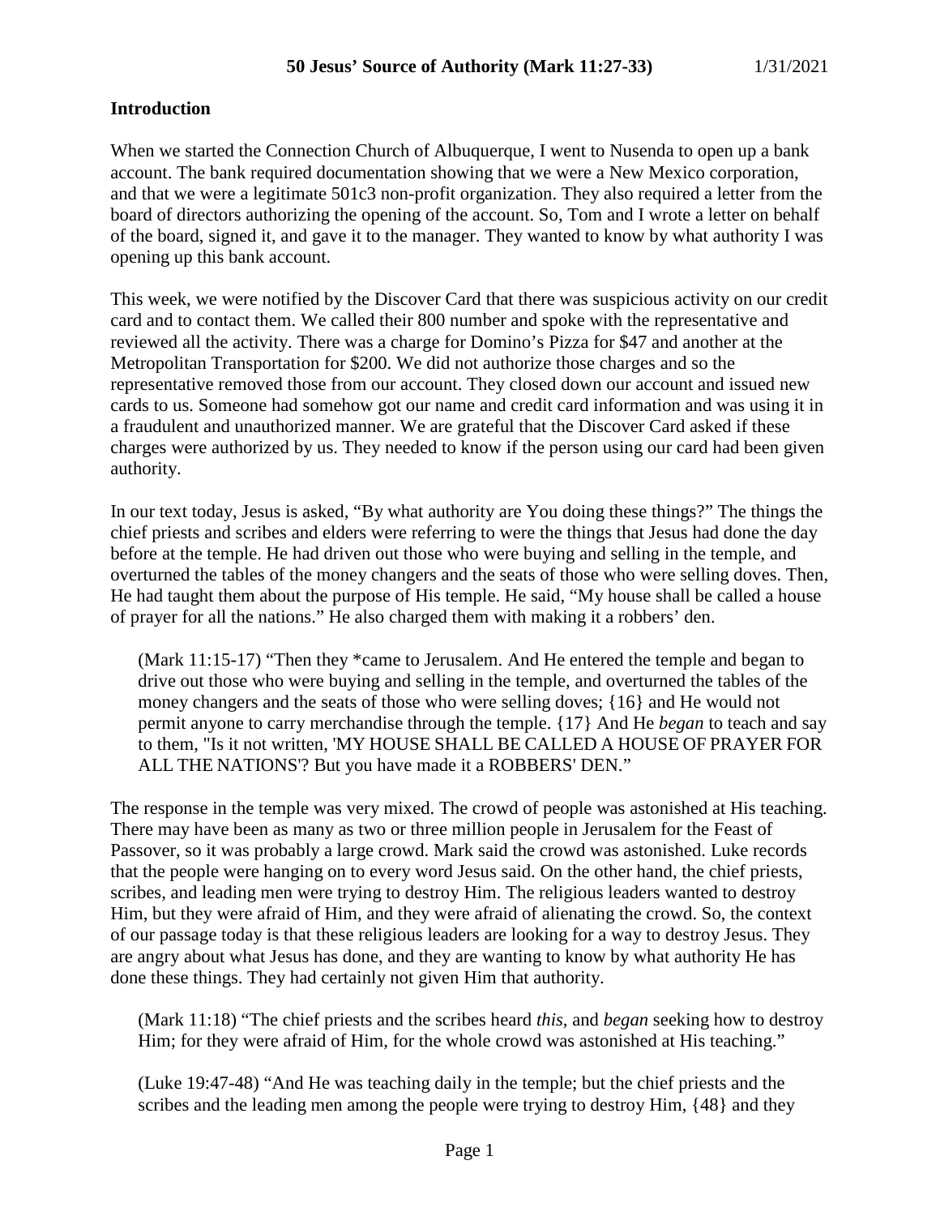# 50 Jesus' Source of Authority (Mark 11:27-33) 1/31/2021

## Introduction

When we started the Connection Church of Albuquerque, I went to Nusenda to open up a bank account. The bank required documentation showing that we were a New Mexico corporation, and that we were a legitimate 501c3 non-profit organization. They also required a letter from the board of directors authorizing the opening of the account. So, Tom and I wrote a letter on behalf of the board, signed it, and gave it to the manager. They wanted to know by what authority I was opening up this bank account.

This week, we were notified by the Discover Card that there was suspicious activity on our credit card and to contact them. We called their 800 number and spoke with the representative and reviewed all the activity. There was a charge for Domino's Pizza for $47 and another at the Metropolitan Transportation for $200. We did not authorize those charges and so the representative removed those from our account. They closed down our account and issued new cards to us. Someone had somehow got our name and credit card information and was using it in a fraudulent and unauthorized manner. We are grateful that the Discover Card asked if these charges were authorized by us. They needed to know if the person using our card had been given authority.

In our text today, Jesus is asked, "By what authority are You doing these things?" The things the chief priests and scribes and elders were referring to were the things that Jesus had done the day before at the temple. He had driven out those who were buying and selling in the temple, and overturned the tables of the money changers and the seats of those who were selling doves. Then, He had taught them about the purpose of His temple. He said, "My house shall be called a house of prayer for all the nations." He also charged them with making it a robbers' den.

> (Mark 11:15-17) "Then they *came to Jerusalem. And He entered the temple and began to drive out those who were buying and selling in the temple, and overturned the tables of the money changers and the seats of those who were selling doves; {16} and He would not permit anyone to carry merchandise through the temple. {17} And He *began* to teach and say to them, "Is it not written, 'MY HOUSE SHALL BE CALLED A HOUSE OF PRAYER FOR ALL THE NATIONS'? But you have made it a ROBBERS' DEN."

The response in the temple was very mixed. The crowd of people was astonished at His teaching. There may have been as many as two or three million people in Jerusalem for the Feast of Passover, so it was probably a large crowd. Mark said the crowd was astonished. Luke records that the people were hanging on to every word Jesus said. On the other hand, the chief priests, scribes, and leading men were trying to destroy Him. The religious leaders wanted to destroy Him, but they were afraid of Him, and they were afraid of alienating the crowd. So, the context of our passage today is that these religious leaders are looking for a way to destroy Jesus. They are angry about what Jesus has done, and they are wanting to know by what authority He has done these things. They had certainly not given Him that authority.

> (Mark 11:18) "The chief priests and the scribes heard *this*, and *began* seeking how to destroy Him; for they were afraid of Him, for the whole crowd was astonished at His teaching."

> (Luke 19:47-48) "And He was teaching daily in the temple; but the chief priests and the scribes and the leading men among the people were trying to destroy Him, {48} and they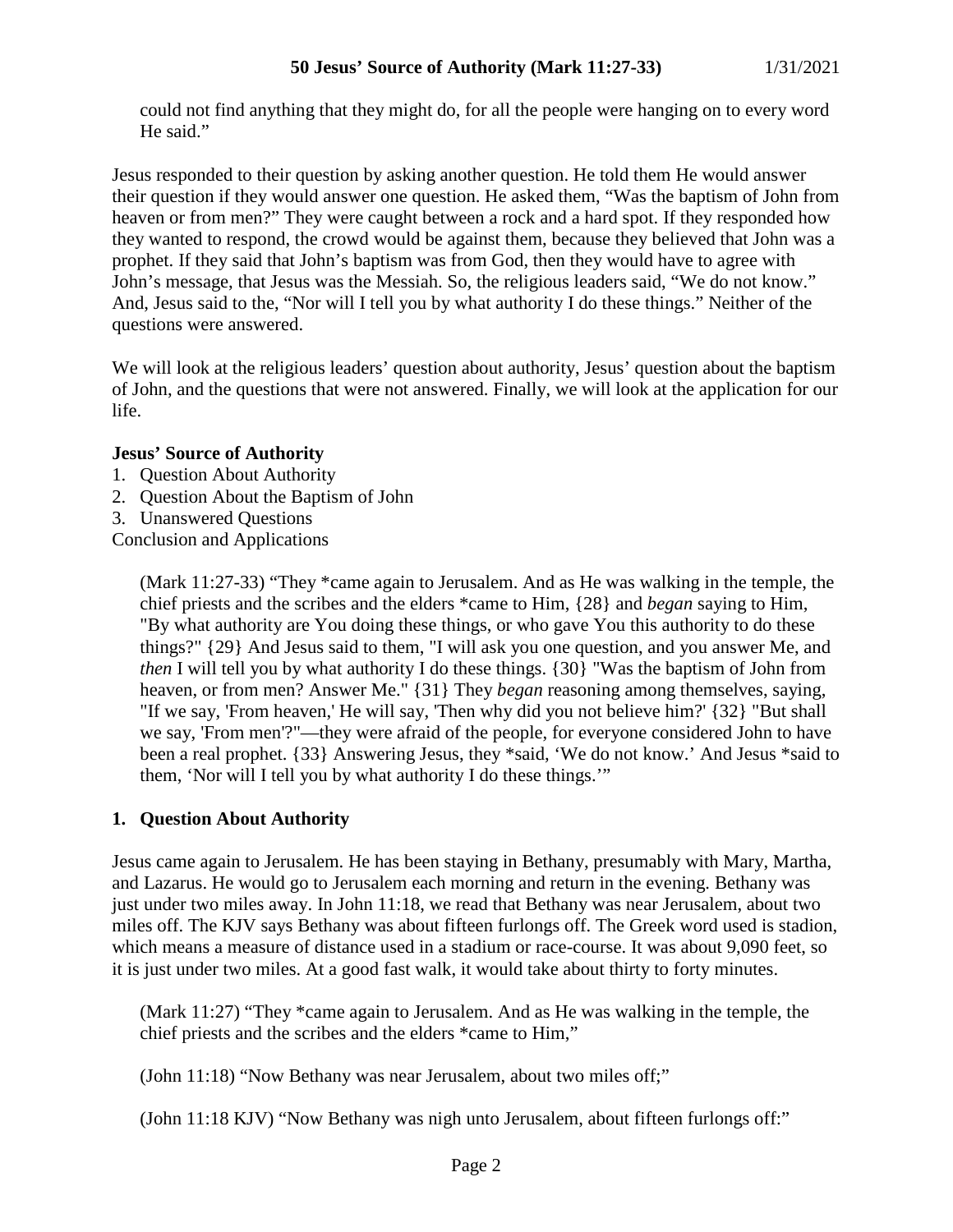could not find anything that they might do, for all the people were hanging on to every word He said."

Jesus responded to their question by asking another question. He told them He would answer their question if they would answer one question. He asked them, "Was the baptism of John from heaven or from men?" They were caught between a rock and a hard spot. If they responded how they wanted to respond, the crowd would be against them, because they believed that John was a prophet. If they said that John's baptism was from God, then they would have to agree with John's message, that Jesus was the Messiah. So, the religious leaders said, "We do not know." And, Jesus said to the, "Nor will I tell you by what authority I do these things." Neither of the questions were answered.

We will look at the religious leaders' question about authority, Jesus' question about the baptism of John, and the questions that were not answered. Finally, we will look at the application for our life.

**Jesus' Source of Authority**

1. Question About Authority
2. Question About the Baptism of John
3. Unanswered Questions

Conclusion and Applications

> (Mark 11:27-33) "They *came again to Jerusalem. And as He was walking in the temple, the chief priests and the scribes and the elders *came to Him, {28} and *began* saying to Him, "By what authority are You doing these things, or who gave You this authority to do these things?" {29} And Jesus said to them, "I will ask you one question, and you answer Me, and *then* I will tell you by what authority I do these things. {30} "Was the baptism of John from heaven, or from men? Answer Me." {31} They *began* reasoning among themselves, saying, "If we say, 'From heaven,' He will say, 'Then why did you not believe him?' {32} "But shall we say, 'From men'?"—they were afraid of the people, for everyone considered John to have been a real prophet. {33} Answering Jesus, they *said, 'We do not know.' And Jesus *said to them, 'Nor will I tell you by what authority I do these things.'"

## 1. Question About Authority

Jesus came again to Jerusalem. He has been staying in Bethany, presumably with Mary, Martha, and Lazarus. He would go to Jerusalem each morning and return in the evening. Bethany was just under two miles away. In John 11:18, we read that Bethany was near Jerusalem, about two miles off. The KJV says Bethany was about fifteen furlongs off. The Greek word used is stadion, which means a measure of distance used in a stadium or race-course. It was about 9,090 feet, so it is just under two miles. At a good fast walk, it would take about thirty to forty minutes.

> (Mark 11:27) "They *came again to Jerusalem. And as He was walking in the temple, the chief priests and the scribes and the elders *came to Him,"

> (John 11:18) "Now Bethany was near Jerusalem, about two miles off;"

> (John 11:18 KJV) "Now Bethany was nigh unto Jerusalem, about fifteen furlongs off:"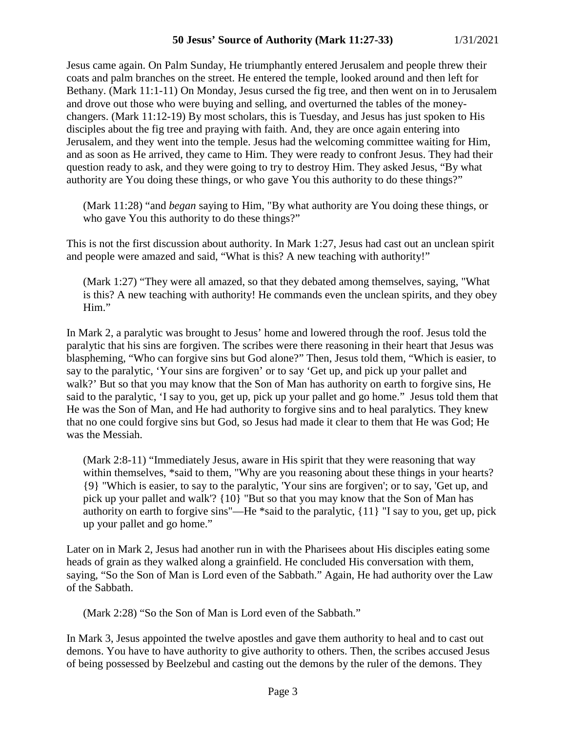Jesus came again. On Palm Sunday, He triumphantly entered Jerusalem and people threw their coats and palm branches on the street. He entered the temple, looked around and then left for Bethany. (Mark 11:1-11) On Monday, Jesus cursed the fig tree, and then went on in to Jerusalem and drove out those who were buying and selling, and overturned the tables of the money-changers. (Mark 11:12-19) By most scholars, this is Tuesday, and Jesus has just spoken to His disciples about the fig tree and praying with faith. And, they are once again entering into Jerusalem, and they went into the temple. Jesus had the welcoming committee waiting for Him, and as soon as He arrived, they came to Him. They were ready to confront Jesus. They had their question ready to ask, and they were going to try to destroy Him. They asked Jesus, "By what authority are You doing these things, or who gave You this authority to do these things?"

> (Mark 11:28) "and *began* saying to Him, "By what authority are You doing these things, or who gave You this authority to do these things?"

This is not the first discussion about authority. In Mark 1:27, Jesus had cast out an unclean spirit and people were amazed and said, "What is this? A new teaching with authority!"

> (Mark 1:27) "They were all amazed, so that they debated among themselves, saying, "What is this? A new teaching with authority! He commands even the unclean spirits, and they obey Him."

In Mark 2, a paralytic was brought to Jesus' home and lowered through the roof. Jesus told the paralytic that his sins are forgiven. The scribes were there reasoning in their heart that Jesus was blaspheming, "Who can forgive sins but God alone?" Then, Jesus told them, "Which is easier, to say to the paralytic, 'Your sins are forgiven' or to say 'Get up, and pick up your pallet and walk?' But so that you may know that the Son of Man has authority on earth to forgive sins, He said to the paralytic, 'I say to you, get up, pick up your pallet and go home." Jesus told them that He was the Son of Man, and He had authority to forgive sins and to heal paralytics. They knew that no one could forgive sins but God, so Jesus had made it clear to them that He was God; He was the Messiah.

> (Mark 2:8-11) "Immediately Jesus, aware in His spirit that they were reasoning that way within themselves, *said to them, "Why are you reasoning about these things in your hearts? {9} "Which is easier, to say to the paralytic, 'Your sins are forgiven'; or to say, 'Get up, and pick up your pallet and walk'? {10} "But so that you may know that the Son of Man has authority on earth to forgive sins"—He *said to the paralytic, {11} "I say to you, get up, pick up your pallet and go home."

Later on in Mark 2, Jesus had another run in with the Pharisees about His disciples eating some heads of grain as they walked along a grainfield. He concluded His conversation with them, saying, "So the Son of Man is Lord even of the Sabbath." Again, He had authority over the Law of the Sabbath.

> (Mark 2:28) "So the Son of Man is Lord even of the Sabbath."

In Mark 3, Jesus appointed the twelve apostles and gave them authority to heal and to cast out demons. You have to have authority to give authority to others. Then, the scribes accused Jesus of being possessed by Beelzebul and casting out the demons by the ruler of the demons. They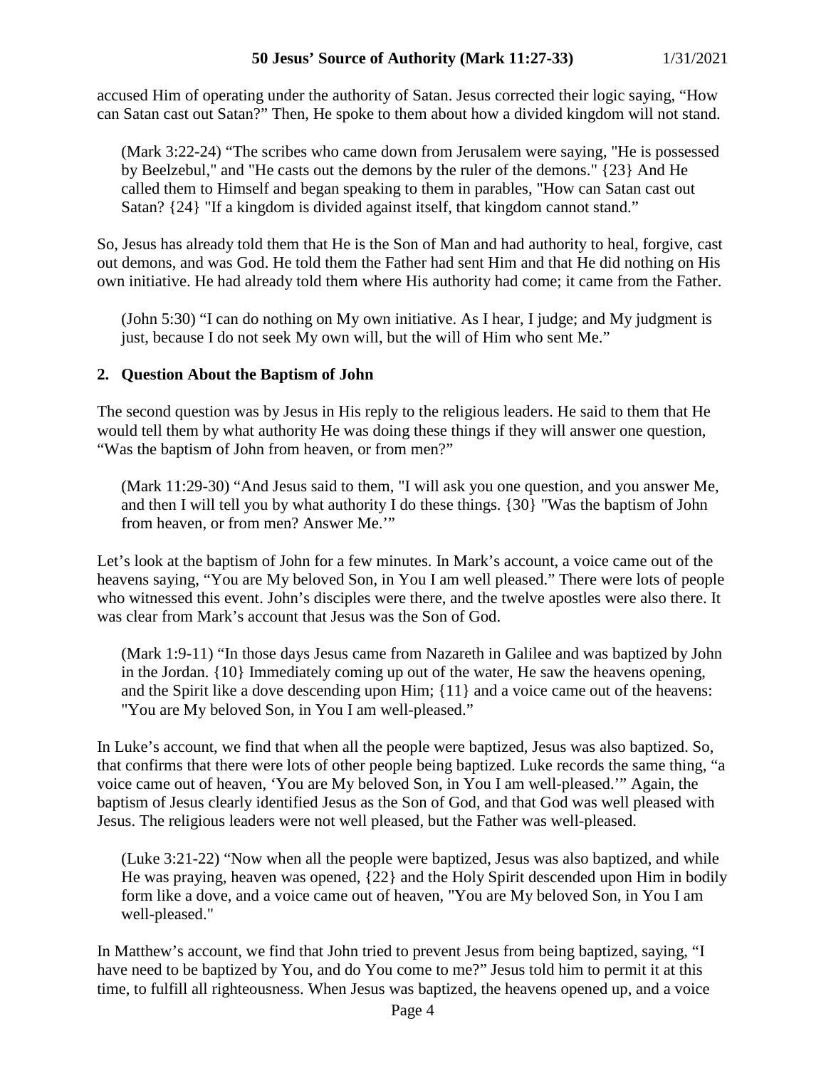accused Him of operating under the authority of Satan. Jesus corrected their logic saying, "How can Satan cast out Satan?" Then, He spoke to them about how a divided kingdom will not stand.

> (Mark 3:22-24) "The scribes who came down from Jerusalem were saying, "He is possessed by Beelzebul," and "He casts out the demons by the ruler of the demons." {23} And He called them to Himself and began speaking to them in parables, "How can Satan cast out Satan? {24} "If a kingdom is divided against itself, that kingdom cannot stand."

So, Jesus has already told them that He is the Son of Man and had authority to heal, forgive, cast out demons, and was God. He told them the Father had sent Him and that He did nothing on His own initiative. He had already told them where His authority had come; it came from the Father.

> (John 5:30) "I can do nothing on My own initiative. As I hear, I judge; and My judgment is just, because I do not seek My own will, but the will of Him who sent Me."

**2. Question About the Baptism of John**

The second question was by Jesus in His reply to the religious leaders. He said to them that He would tell them by what authority He was doing these things if they will answer one question, "Was the baptism of John from heaven, or from men?"

> (Mark 11:29-30) "And Jesus said to them, "I will ask you one question, and you answer Me, and then I will tell you by what authority I do these things. {30} "Was the baptism of John from heaven, or from men? Answer Me.'"

Let's look at the baptism of John for a few minutes. In Mark's account, a voice came out of the heavens saying, "You are My beloved Son, in You I am well pleased." There were lots of people who witnessed this event. John's disciples were there, and the twelve apostles were also there. It was clear from Mark's account that Jesus was the Son of God.

> (Mark 1:9-11) "In those days Jesus came from Nazareth in Galilee and was baptized by John in the Jordan. {10} Immediately coming up out of the water, He saw the heavens opening, and the Spirit like a dove descending upon Him; {11} and a voice came out of the heavens: "You are My beloved Son, in You I am well-pleased."

In Luke's account, we find that when all the people were baptized, Jesus was also baptized. So, that confirms that there were lots of other people being baptized. Luke records the same thing, "a voice came out of heaven, 'You are My beloved Son, in You I am well-pleased.'" Again, the baptism of Jesus clearly identified Jesus as the Son of God, and that God was well pleased with Jesus. The religious leaders were not well pleased, but the Father was well-pleased.

> (Luke 3:21-22) "Now when all the people were baptized, Jesus was also baptized, and while He was praying, heaven was opened, {22} and the Holy Spirit descended upon Him in bodily form like a dove, and a voice came out of heaven, "You are My beloved Son, in You I am well-pleased."

In Matthew's account, we find that John tried to prevent Jesus from being baptized, saying, "I have need to be baptized by You, and do You come to me?" Jesus told him to permit it at this time, to fulfill all righteousness. When Jesus was baptized, the heavens opened up, and a voice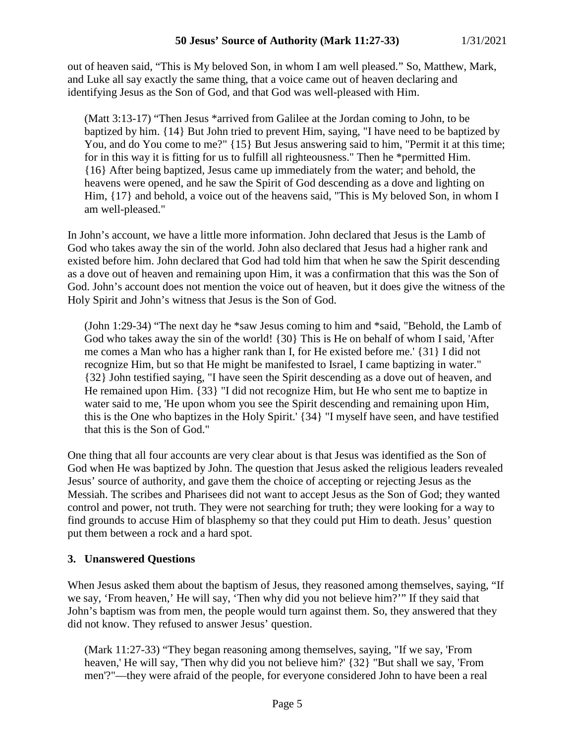out of heaven said, “This is My beloved Son, in whom I am well pleased.” So, Matthew, Mark, and Luke all say exactly the same thing, that a voice came out of heaven declaring and identifying Jesus as the Son of God, and that God was well-pleased with Him.

> (Matt 3:13-17) “Then Jesus *arrived from Galilee at the Jordan coming to John, to be baptized by him. {14} But John tried to prevent Him, saying, "I have need to be baptized by You, and do You come to me?" {15} But Jesus answering said to him, "Permit it at this time; for in this way it is fitting for us to fulfill all righteousness." Then he *permitted Him. {16} After being baptized, Jesus came up immediately from the water; and behold, the heavens were opened, and he saw the Spirit of God descending as a dove and lighting on Him, {17} and behold, a voice out of the heavens said, "This is My beloved Son, in whom I am well-pleased."

In John’s account, we have a little more information. John declared that Jesus is the Lamb of God who takes away the sin of the world. John also declared that Jesus had a higher rank and existed before him. John declared that God had told him that when he saw the Spirit descending as a dove out of heaven and remaining upon Him, it was a confirmation that this was the Son of God. John’s account does not mention the voice out of heaven, but it does give the witness of the Holy Spirit and John’s witness that Jesus is the Son of God.

> (John 1:29-34) “The next day he *saw Jesus coming to him and *said, "Behold, the Lamb of God who takes away the sin of the world! {30} This is He on behalf of whom I said, 'After me comes a Man who has a higher rank than I, for He existed before me.' {31} I did not recognize Him, but so that He might be manifested to Israel, I came baptizing in water." {32} John testified saying, "I have seen the Spirit descending as a dove out of heaven, and He remained upon Him. {33} "I did not recognize Him, but He who sent me to baptize in water said to me, 'He upon whom you see the Spirit descending and remaining upon Him, this is the One who baptizes in the Holy Spirit.' {34} "I myself have seen, and have testified that this is the Son of God."

One thing that all four accounts are very clear about is that Jesus was identified as the Son of God when He was baptized by John. The question that Jesus asked the religious leaders revealed Jesus’ source of authority, and gave them the choice of accepting or rejecting Jesus as the Messiah. The scribes and Pharisees did not want to accept Jesus as the Son of God; they wanted control and power, not truth. They were not searching for truth; they were looking for a way to find grounds to accuse Him of blasphemy so that they could put Him to death. Jesus’ question put them between a rock and a hard spot.

### 3. Unanswered Questions

When Jesus asked them about the baptism of Jesus, they reasoned among themselves, saying, “If we say, ‘From heaven,’ He will say, ‘Then why did you not believe him?’” If they said that John’s baptism was from men, the people would turn against them. So, they answered that they did not know. They refused to answer Jesus’ question.

> (Mark 11:27-33) “They began reasoning among themselves, saying, "If we say, 'From heaven,' He will say, 'Then why did you not believe him?' {32} "But shall we say, 'From men'?"—they were afraid of the people, for everyone considered John to have been a real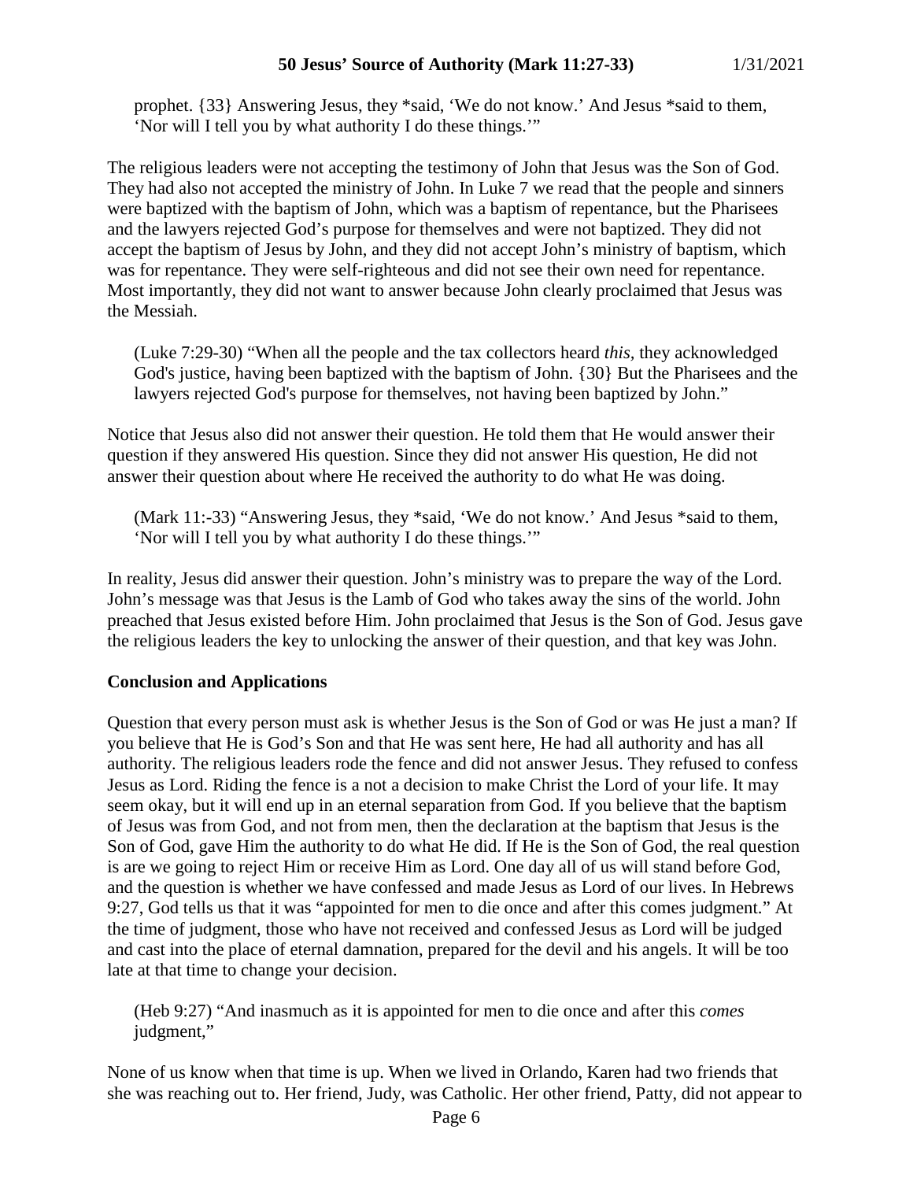prophet. {33} Answering Jesus, they *said, 'We do not know.' And Jesus *said to them, 'Nor will I tell you by what authority I do these things.'"

The religious leaders were not accepting the testimony of John that Jesus was the Son of God. They had also not accepted the ministry of John. In Luke 7 we read that the people and sinners were baptized with the baptism of John, which was a baptism of repentance, but the Pharisees and the lawyers rejected God's purpose for themselves and were not baptized. They did not accept the baptism of Jesus by John, and they did not accept John's ministry of baptism, which was for repentance. They were self-righteous and did not see their own need for repentance. Most importantly, they did not want to answer because John clearly proclaimed that Jesus was the Messiah.

> (Luke 7:29-30) "When all the people and the tax collectors heard *this*, they acknowledged God's justice, having been baptized with the baptism of John. {30} But the Pharisees and the lawyers rejected God's purpose for themselves, not having been baptized by John."

Notice that Jesus also did not answer their question. He told them that He would answer their question if they answered His question. Since they did not answer His question, He did not answer their question about where He received the authority to do what He was doing.

> (Mark 11:-33) "Answering Jesus, they *said, 'We do not know.' And Jesus *said to them, 'Nor will I tell you by what authority I do these things.'"

In reality, Jesus did answer their question. John's ministry was to prepare the way of the Lord. John's message was that Jesus is the Lamb of God who takes away the sins of the world. John preached that Jesus existed before Him. John proclaimed that Jesus is the Son of God. Jesus gave the religious leaders the key to unlocking the answer of their question, and that key was John.

**Conclusion and Applications**

Question that every person must ask is whether Jesus is the Son of God or was He just a man? If you believe that He is God's Son and that He was sent here, He had all authority and has all authority. The religious leaders rode the fence and did not answer Jesus. They refused to confess Jesus as Lord. Riding the fence is a not a decision to make Christ the Lord of your life. It may seem okay, but it will end up in an eternal separation from God. If you believe that the baptism of Jesus was from God, and not from men, then the declaration at the baptism that Jesus is the Son of God, gave Him the authority to do what He did. If He is the Son of God, the real question is are we going to reject Him or receive Him as Lord. One day all of us will stand before God, and the question is whether we have confessed and made Jesus as Lord of our lives. In Hebrews 9:27, God tells us that it was "appointed for men to die once and after this comes judgment." At the time of judgment, those who have not received and confessed Jesus as Lord will be judged and cast into the place of eternal damnation, prepared for the devil and his angels. It will be too late at that time to change your decision.

> (Heb 9:27) "And inasmuch as it is appointed for men to die once and after this *comes* judgment,"

None of us know when that time is up. When we lived in Orlando, Karen had two friends that she was reaching out to. Her friend, Judy, was Catholic. Her other friend, Patty, did not appear to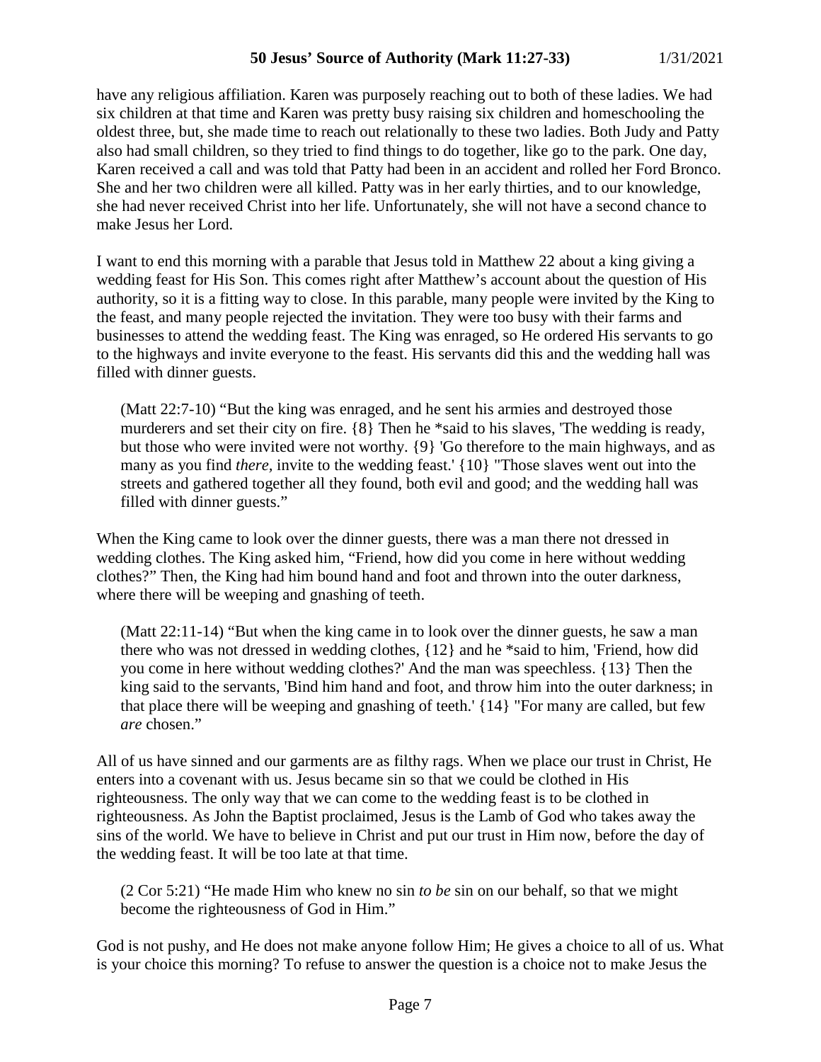have any religious affiliation. Karen was purposely reaching out to both of these ladies. We had six children at that time and Karen was pretty busy raising six children and homeschooling the oldest three, but, she made time to reach out relationally to these two ladies. Both Judy and Patty also had small children, so they tried to find things to do together, like go to the park. One day, Karen received a call and was told that Patty had been in an accident and rolled her Ford Bronco. She and her two children were all killed. Patty was in her early thirties, and to our knowledge, she had never received Christ into her life. Unfortunately, she will not have a second chance to make Jesus her Lord.

I want to end this morning with a parable that Jesus told in Matthew 22 about a king giving a wedding feast for His Son. This comes right after Matthew's account about the question of His authority, so it is a fitting way to close. In this parable, many people were invited by the King to the feast, and many people rejected the invitation. They were too busy with their farms and businesses to attend the wedding feast. The King was enraged, so He ordered His servants to go to the highways and invite everyone to the feast. His servants did this and the wedding hall was filled with dinner guests.

> (Matt 22:7-10) "But the king was enraged, and he sent his armies and destroyed those murderers and set their city on fire. {8} Then he *said to his slaves, 'The wedding is ready, but those who were invited were not worthy. {9} 'Go therefore to the main highways, and as many as you find *there,* invite to the wedding feast.' {10} "Those slaves went out into the streets and gathered together all they found, both evil and good; and the wedding hall was filled with dinner guests."

When the King came to look over the dinner guests, there was a man there not dressed in wedding clothes. The King asked him, "Friend, how did you come in here without wedding clothes?" Then, the King had him bound hand and foot and thrown into the outer darkness, where there will be weeping and gnashing of teeth.

> (Matt 22:11-14) "But when the king came in to look over the dinner guests, he saw a man there who was not dressed in wedding clothes, {12} and he *said to him, 'Friend, how did you come in here without wedding clothes?' And the man was speechless. {13} Then the king said to the servants, 'Bind him hand and foot, and throw him into the outer darkness; in that place there will be weeping and gnashing of teeth.' {14} "For many are called, but few *are* chosen."

All of us have sinned and our garments are as filthy rags. When we place our trust in Christ, He enters into a covenant with us. Jesus became sin so that we could be clothed in His righteousness. The only way that we can come to the wedding feast is to be clothed in righteousness. As John the Baptist proclaimed, Jesus is the Lamb of God who takes away the sins of the world. We have to believe in Christ and put our trust in Him now, before the day of the wedding feast. It will be too late at that time.

> (2 Cor 5:21) "He made Him who knew no sin *to be* sin on our behalf, so that we might become the righteousness of God in Him."

God is not pushy, and He does not make anyone follow Him; He gives a choice to all of us. What is your choice this morning? To refuse to answer the question is a choice not to make Jesus the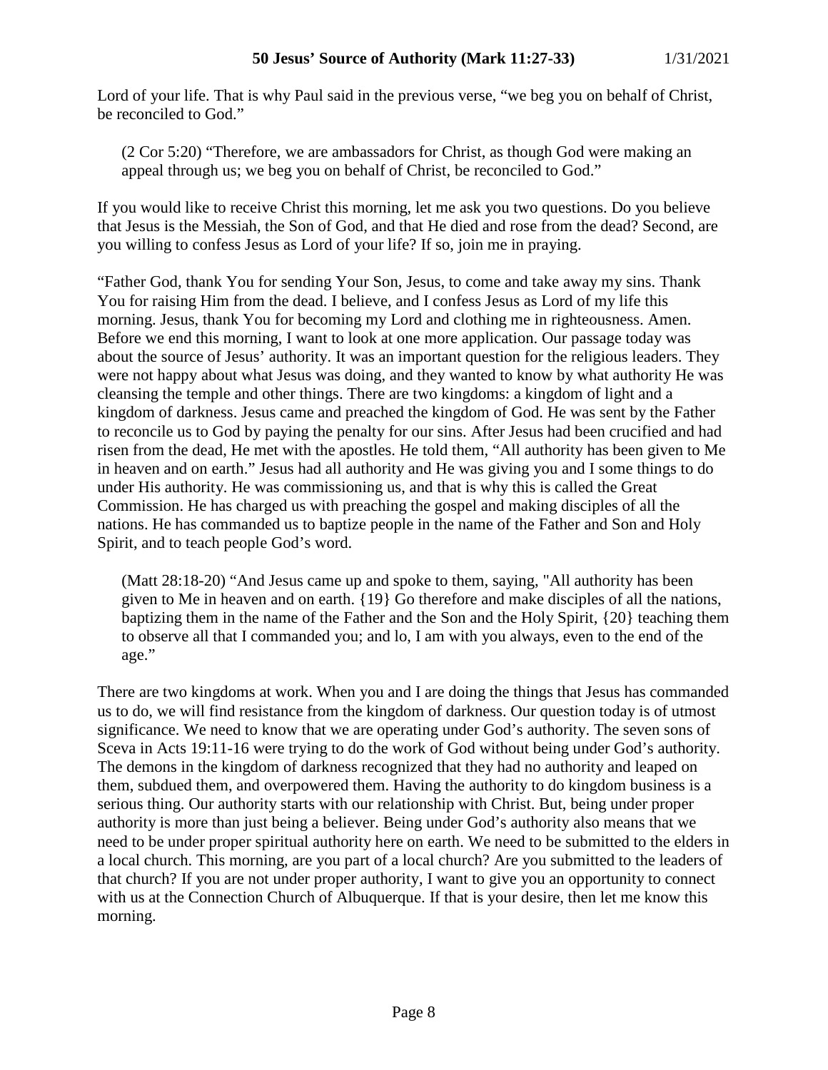Lord of your life. That is why Paul said in the previous verse, "we beg you on behalf of Christ, be reconciled to God."

> (2 Cor 5:20) "Therefore, we are ambassadors for Christ, as though God were making an appeal through us; we beg you on behalf of Christ, be reconciled to God."

If you would like to receive Christ this morning, let me ask you two questions. Do you believe that Jesus is the Messiah, the Son of God, and that He died and rose from the dead? Second, are you willing to confess Jesus as Lord of your life? If so, join me in praying.

"Father God, thank You for sending Your Son, Jesus, to come and take away my sins. Thank You for raising Him from the dead. I believe, and I confess Jesus as Lord of my life this morning. Jesus, thank You for becoming my Lord and clothing me in righteousness. Amen. Before we end this morning, I want to look at one more application. Our passage today was about the source of Jesus' authority. It was an important question for the religious leaders. They were not happy about what Jesus was doing, and they wanted to know by what authority He was cleansing the temple and other things. There are two kingdoms: a kingdom of light and a kingdom of darkness. Jesus came and preached the kingdom of God. He was sent by the Father to reconcile us to God by paying the penalty for our sins. After Jesus had been crucified and had risen from the dead, He met with the apostles. He told them, "All authority has been given to Me in heaven and on earth." Jesus had all authority and He was giving you and I some things to do under His authority. He was commissioning us, and that is why this is called the Great Commission. He has charged us with preaching the gospel and making disciples of all the nations. He has commanded us to baptize people in the name of the Father and Son and Holy Spirit, and to teach people God's word.

> (Matt 28:18-20) "And Jesus came up and spoke to them, saying, "All authority has been given to Me in heaven and on earth. {19} Go therefore and make disciples of all the nations, baptizing them in the name of the Father and the Son and the Holy Spirit, {20} teaching them to observe all that I commanded you; and lo, I am with you always, even to the end of the age."

There are two kingdoms at work. When you and I are doing the things that Jesus has commanded us to do, we will find resistance from the kingdom of darkness. Our question today is of utmost significance. We need to know that we are operating under God's authority. The seven sons of Sceva in Acts 19:11-16 were trying to do the work of God without being under God's authority. The demons in the kingdom of darkness recognized that they had no authority and leaped on them, subdued them, and overpowered them. Having the authority to do kingdom business is a serious thing. Our authority starts with our relationship with Christ. But, being under proper authority is more than just being a believer. Being under God's authority also means that we need to be under proper spiritual authority here on earth. We need to be submitted to the elders in a local church. This morning, are you part of a local church? Are you submitted to the leaders of that church? If you are not under proper authority, I want to give you an opportunity to connect with us at the Connection Church of Albuquerque. If that is your desire, then let me know this morning.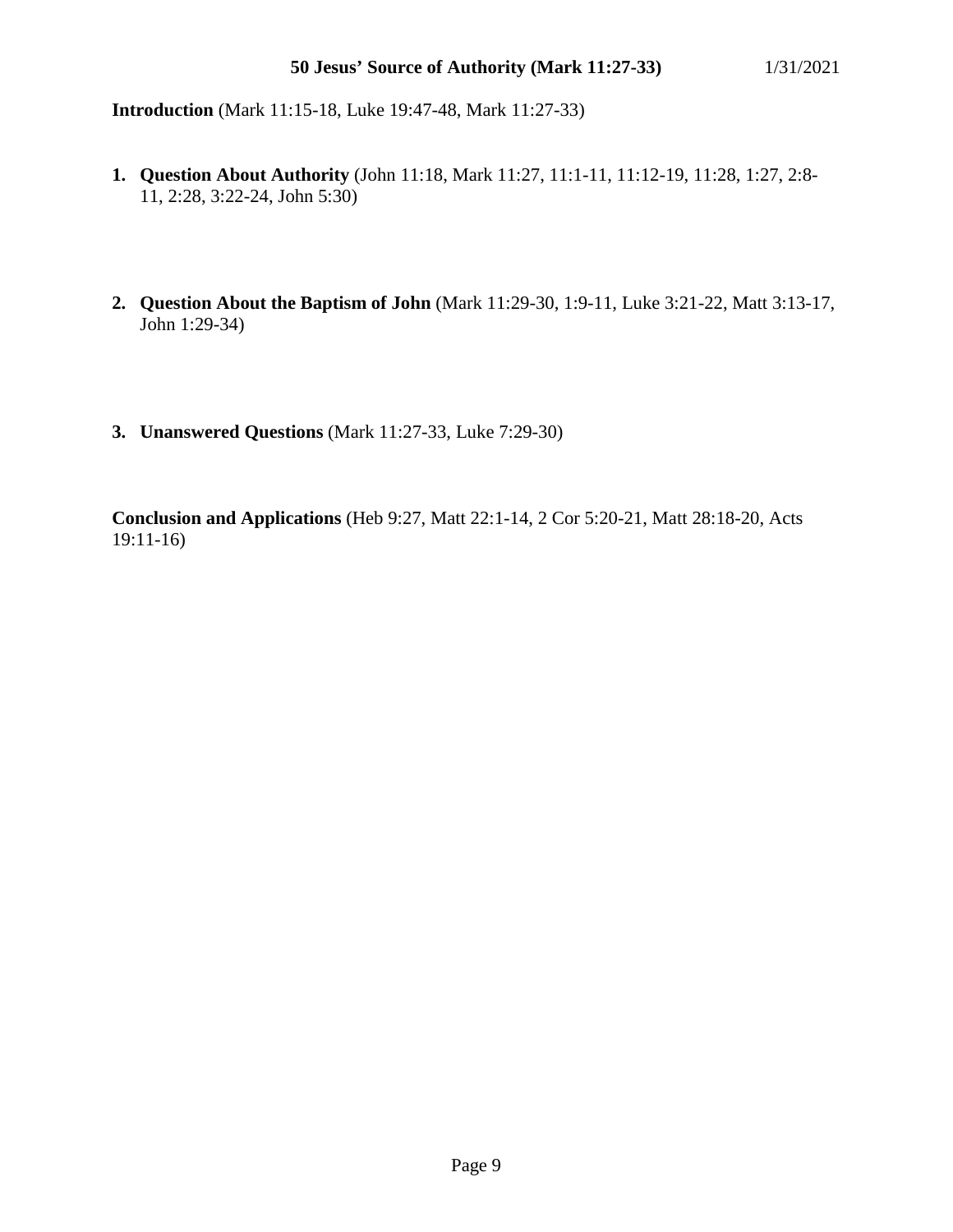# 50 Jesus' Source of Authority (Mark 11:27-33)

1/31/2021

**Introduction** (Mark 11:15-18, Luke 19:47-48, Mark 11:27-33)

1. **Question About Authority** (John 11:18, Mark 11:27, 11:1-11, 11:12-19, 11:28, 1:27, 2:8-11, 2:28, 3:22-24, John 5:30)

2. **Question About the Baptism of John** (Mark 11:29-30, 1:9-11, Luke 3:21-22, Matt 3:13-17, John 1:29-34)

3. **Unanswered Questions** (Mark 11:27-33, Luke 7:29-30)

**Conclusion and Applications** (Heb 9:27, Matt 22:1-14, 2 Cor 5:20-21, Matt 28:18-20, Acts 19:11-16)